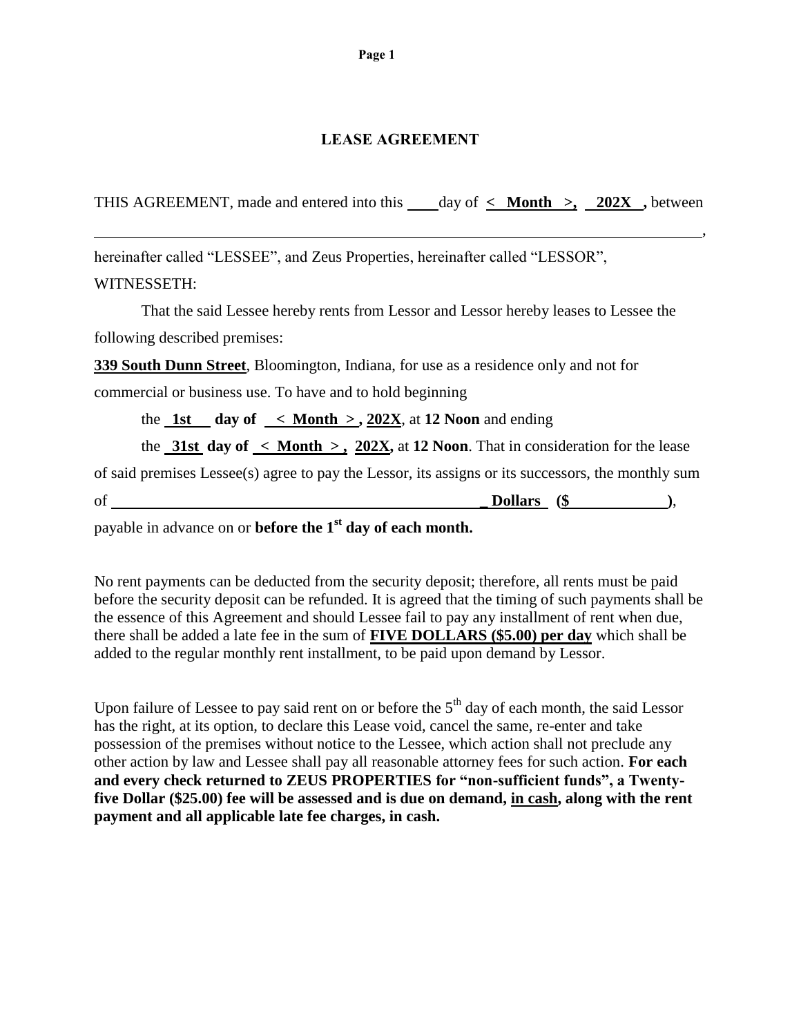# LEASE AGREEMENT

THIS AGREEMENT, made and entered into this ____ day of **< Month >, 202X ,** between

______________________________________________________________________________,

hereinafter called "LESSEE", and Zeus Properties, hereinafter called "LESSOR",

WITNESSETH:

That the said Lessee hereby rents from Lessor and Lessor hereby leases to Lessee the following described premises:

**339 South Dunn Street**, Bloomington, Indiana, for use as a residence only and not for commercial or business use. To have and to hold beginning

the **1st day of < Month >, 202X**, at **12 Noon** and ending

the **31st day of < Month >, 202X,** at **12 Noon**. That in consideration for the lease of said premises Lessee(s) agree to pay the Lessor, its assigns or its successors, the monthly sum of ______________________________________________ **Dollars ($____________)**, payable in advance on or **before the 1st day of each month.**

No rent payments can be deducted from the security deposit; therefore, all rents must be paid before the security deposit can be refunded. It is agreed that the timing of such payments shall be the essence of this Agreement and should Lessee fail to pay any installment of rent when due, there shall be added a late fee in the sum of **FIVE DOLLARS ($5.00) per day** which shall be added to the regular monthly rent installment, to be paid upon demand by Lessor.

Upon failure of Lessee to pay said rent on or before the 5th day of each month, the said Lessor has the right, at its option, to declare this Lease void, cancel the same, re-enter and take possession of the premises without notice to the Lessee, which action shall not preclude any other action by law and Lessee shall pay all reasonable attorney fees for such action. **For each and every check returned to ZEUS PROPERTIES for "non-sufficient funds", a Twenty-five Dollar ($25.00) fee will be assessed and is due on demand, in cash, along with the rent payment and all applicable late fee charges, in cash.**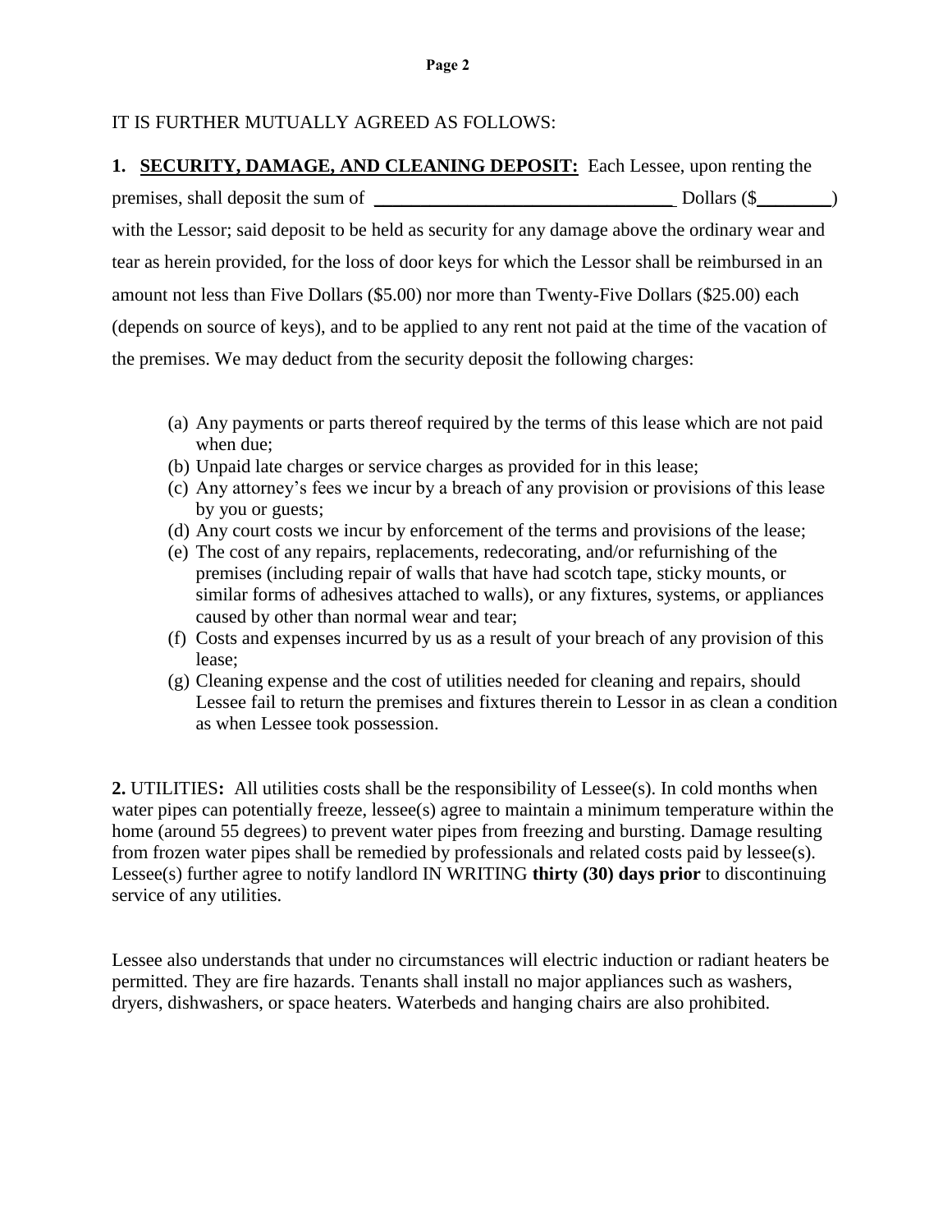IT IS FURTHER MUTUALLY AGREED AS FOLLOWS:

**1. <u>SECURITY, DAMAGE, AND CLEANING DEPOSIT:</u>** Each Lessee, upon renting the premises, shall deposit the sum of \_\_\_\_\_\_\_\_\_\_\_\_\_\_\_\_\_\_\_\_\_\_\_\_\_\_\_\_\_\_\_\_\_ Dollars ($\_\_\_\_\_\_\_\_) with the Lessor; said deposit to be held as security for any damage above the ordinary wear and tear as herein provided, for the loss of door keys for which the Lessor shall be reimbursed in an amount not less than Five Dollars ($5.00) nor more than Twenty-Five Dollars ($25.00) each (depends on source of keys), and to be applied to any rent not paid at the time of the vacation of the premises. We may deduct from the security deposit the following charges:

(a) Any payments or parts thereof required by the terms of this lease which are not paid when due;
(b) Unpaid late charges or service charges as provided for in this lease;
(c) Any attorney's fees we incur by a breach of any provision or provisions of this lease by you or guests;
(d) Any court costs we incur by enforcement of the terms and provisions of the lease;
(e) The cost of any repairs, replacements, redecorating, and/or refurnishing of the premises (including repair of walls that have had scotch tape, sticky mounts, or similar forms of adhesives attached to walls), or any fixtures, systems, or appliances caused by other than normal wear and tear;
(f) Costs and expenses incurred by us as a result of your breach of any provision of this lease;
(g) Cleaning expense and the cost of utilities needed for cleaning and repairs, should Lessee fail to return the premises and fixtures therein to Lessor in as clean a condition as when Lessee took possession.

**2.** UTILITIES**:** All utilities costs shall be the responsibility of Lessee(s). In cold months when water pipes can potentially freeze, lessee(s) agree to maintain a minimum temperature within the home (around 55 degrees) to prevent water pipes from freezing and bursting. Damage resulting from frozen water pipes shall be remedied by professionals and related costs paid by lessee(s). Lessee(s) further agree to notify landlord IN WRITING **thirty (30) days prior** to discontinuing service of any utilities.

Lessee also understands that under no circumstances will electric induction or radiant heaters be permitted. They are fire hazards. Tenants shall install no major appliances such as washers, dryers, dishwashers, or space heaters. Waterbeds and hanging chairs are also prohibited.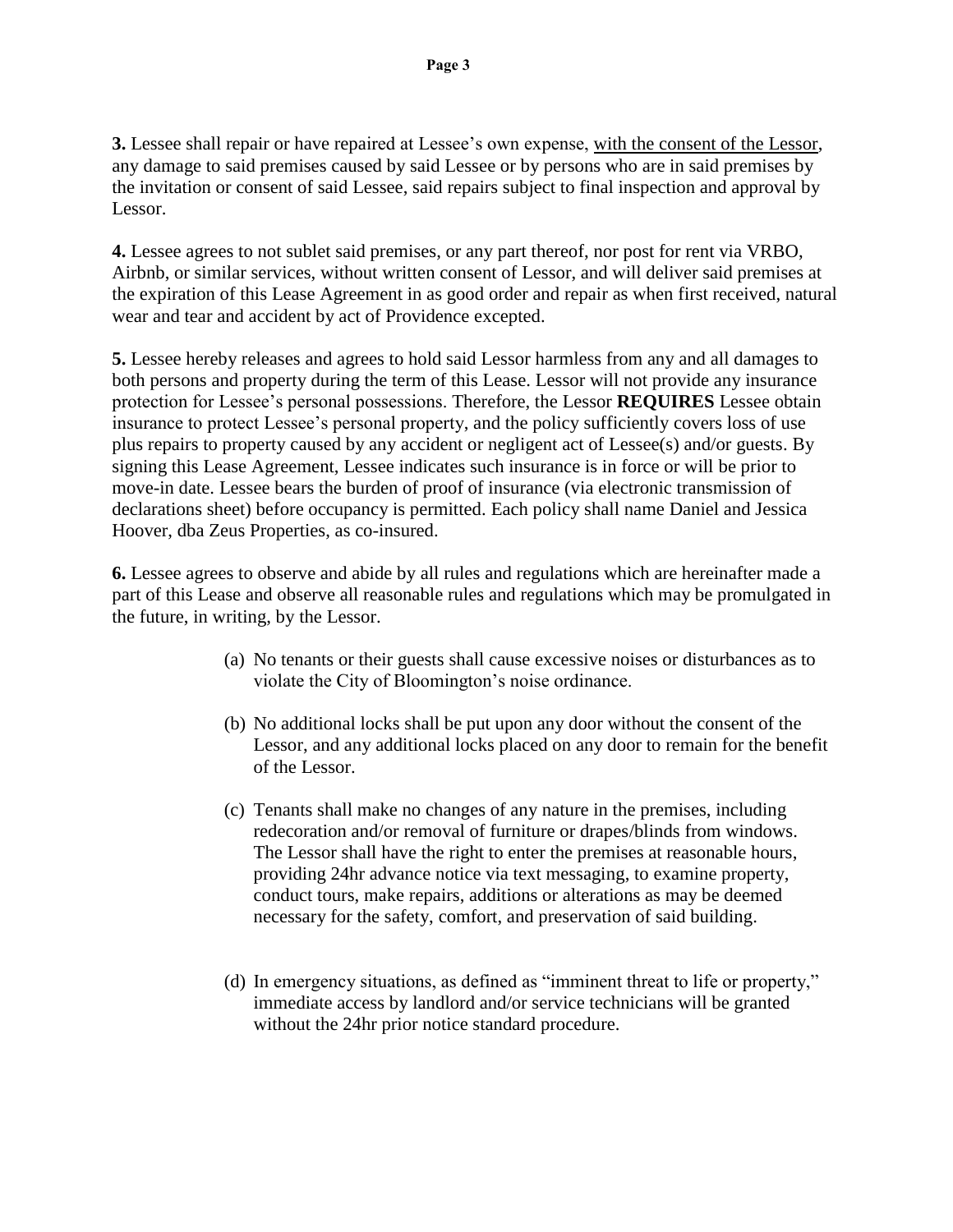**3.** Lessee shall repair or have repaired at Lessee's own expense, <u>with the consent of the Lessor</u>, any damage to said premises caused by said Lessee or by persons who are in said premises by the invitation or consent of said Lessee, said repairs subject to final inspection and approval by Lessor.

**4.** Lessee agrees to not sublet said premises, or any part thereof, nor post for rent via VRBO, Airbnb, or similar services, without written consent of Lessor, and will deliver said premises at the expiration of this Lease Agreement in as good order and repair as when first received, natural wear and tear and accident by act of Providence excepted.

**5.** Lessee hereby releases and agrees to hold said Lessor harmless from any and all damages to both persons and property during the term of this Lease. Lessor will not provide any insurance protection for Lessee's personal possessions. Therefore, the Lessor **REQUIRES** Lessee obtain insurance to protect Lessee's personal property, and the policy sufficiently covers loss of use plus repairs to property caused by any accident or negligent act of Lessee(s) and/or guests. By signing this Lease Agreement, Lessee indicates such insurance is in force or will be prior to move-in date. Lessee bears the burden of proof of insurance (via electronic transmission of declarations sheet) before occupancy is permitted. Each policy shall name Daniel and Jessica Hoover, dba Zeus Properties, as co-insured.

**6.** Lessee agrees to observe and abide by all rules and regulations which are hereinafter made a part of this Lease and observe all reasonable rules and regulations which may be promulgated in the future, in writing, by the Lessor.

(a) No tenants or their guests shall cause excessive noises or disturbances as to violate the City of Bloomington's noise ordinance.

(b) No additional locks shall be put upon any door without the consent of the Lessor, and any additional locks placed on any door to remain for the benefit of the Lessor.

(c) Tenants shall make no changes of any nature in the premises, including redecoration and/or removal of furniture or drapes/blinds from windows. The Lessor shall have the right to enter the premises at reasonable hours, providing 24hr advance notice via text messaging, to examine property, conduct tours, make repairs, additions or alterations as may be deemed necessary for the safety, comfort, and preservation of said building.

(d) In emergency situations, as defined as "imminent threat to life or property," immediate access by landlord and/or service technicians will be granted without the 24hr prior notice standard procedure.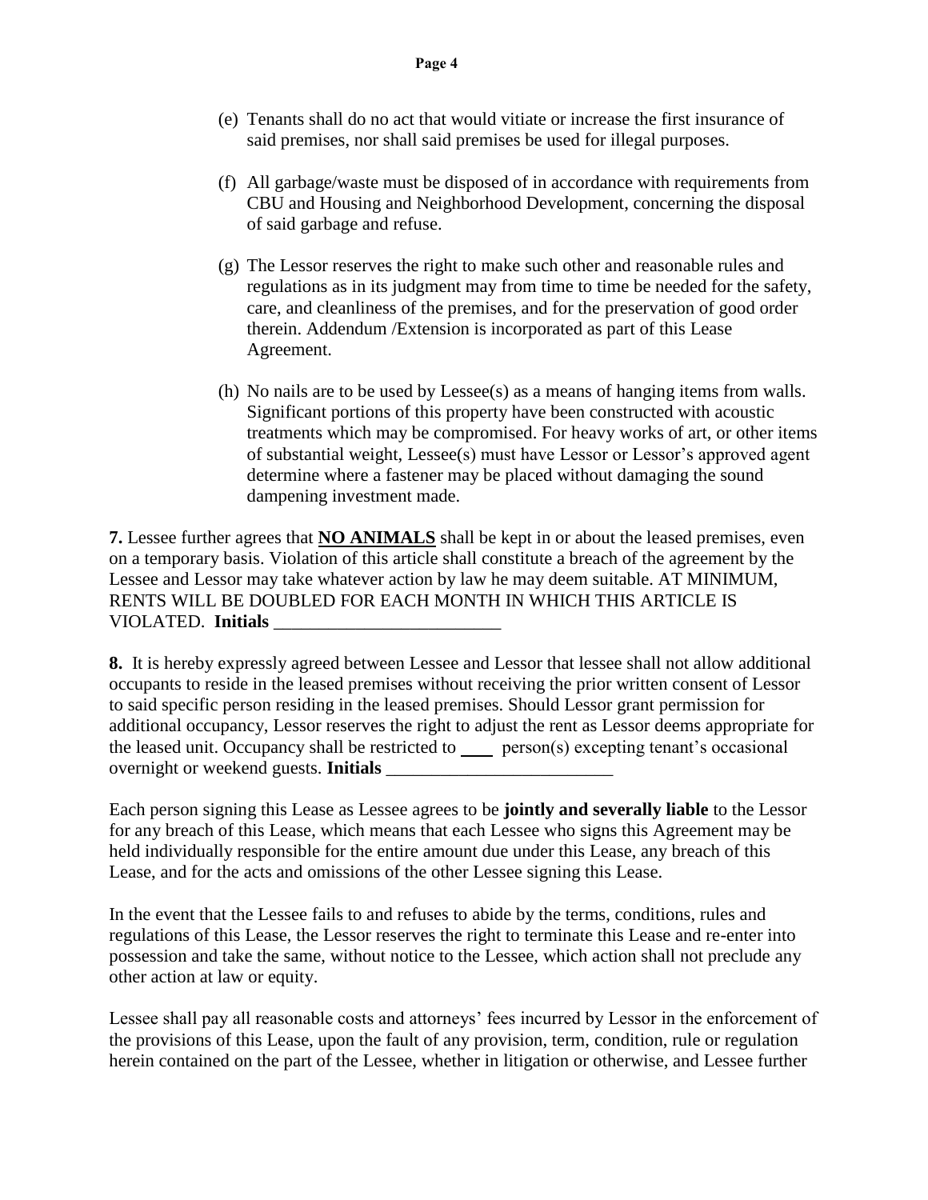(e) Tenants shall do no act that would vitiate or increase the first insurance of said premises, nor shall said premises be used for illegal purposes.

(f) All garbage/waste must be disposed of in accordance with requirements from CBU and Housing and Neighborhood Development, concerning the disposal of said garbage and refuse.

(g) The Lessor reserves the right to make such other and reasonable rules and regulations as in its judgment may from time to time be needed for the safety, care, and cleanliness of the premises, and for the preservation of good order therein. Addendum /Extension is incorporated as part of this Lease Agreement.

(h) No nails are to be used by Lessee(s) as a means of hanging items from walls. Significant portions of this property have been constructed with acoustic treatments which may be compromised. For heavy works of art, or other items of substantial weight, Lessee(s) must have Lessor or Lessor's approved agent determine where a fastener may be placed without damaging the sound dampening investment made.

**7.** Lessee further agrees that **NO ANIMALS** shall be kept in or about the leased premises, even on a temporary basis. Violation of this article shall constitute a breach of the agreement by the Lessee and Lessor may take whatever action by law he may deem suitable. AT MINIMUM, RENTS WILL BE DOUBLED FOR EACH MONTH IN WHICH THIS ARTICLE IS VIOLATED. **Initials** _________________________

**8.** It is hereby expressly agreed between Lessee and Lessor that lessee shall not allow additional occupants to reside in the leased premises without receiving the prior written consent of Lessor to said specific person residing in the leased premises. Should Lessor grant permission for additional occupancy, Lessor reserves the right to adjust the rent as Lessor deems appropriate for the leased unit. Occupancy shall be restricted to ____ person(s) excepting tenant's occasional overnight or weekend guests. **Initials** _________________________

Each person signing this Lease as Lessee agrees to be **jointly and severally liable** to the Lessor for any breach of this Lease, which means that each Lessee who signs this Agreement may be held individually responsible for the entire amount due under this Lease, any breach of this Lease, and for the acts and omissions of the other Lessee signing this Lease.

In the event that the Lessee fails to and refuses to abide by the terms, conditions, rules and regulations of this Lease, the Lessor reserves the right to terminate this Lease and re-enter into possession and take the same, without notice to the Lessee, which action shall not preclude any other action at law or equity.

Lessee shall pay all reasonable costs and attorneys' fees incurred by Lessor in the enforcement of the provisions of this Lease, upon the fault of any provision, term, condition, rule or regulation herein contained on the part of the Lessee, whether in litigation or otherwise, and Lessee further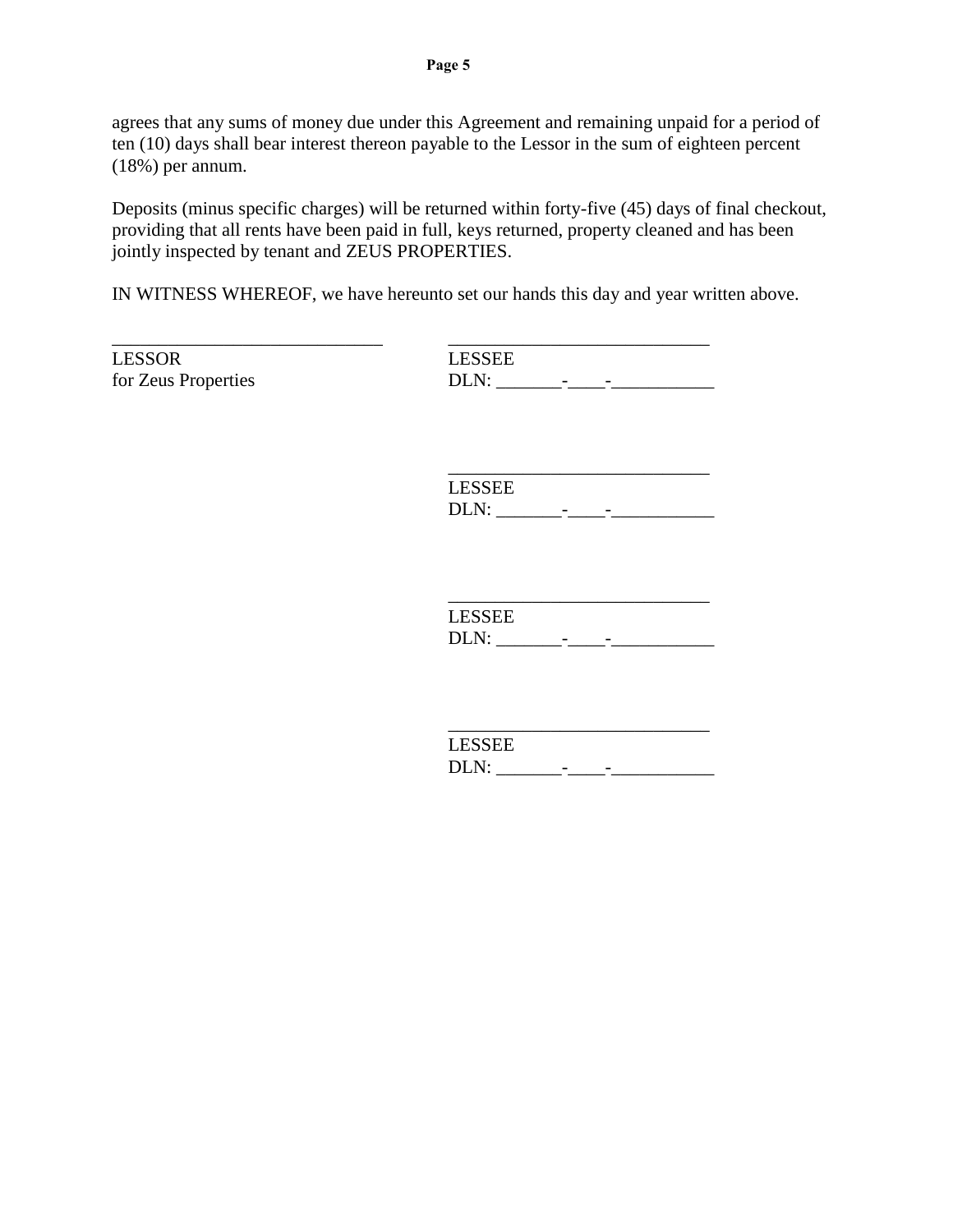agrees that any sums of money due under this Agreement and remaining unpaid for a period of ten (10) days shall bear interest thereon payable to the Lessor in the sum of eighteen percent (18%) per annum.

Deposits (minus specific charges) will be returned within forty-five (45) days of final checkout, providing that all rents have been paid in full, keys returned, property cleaned and has been jointly inspected by tenant and ZEUS PROPERTIES.

IN WITNESS WHEREOF, we have hereunto set our hands this day and year written above.

| | |
|---|---|
| ______________________________ | ____________________________ |
| LESSOR | LESSEE |
| for Zeus Properties | DLN: _______-____-___________ |
| | ____________________________ |
| | LESSEE |
| | DLN: _______-____-___________ |
| | ____________________________ |
| | LESSEE |
| | DLN: _______-____-___________ |
| | ____________________________ |
| | LESSEE |
| | DLN: _______-____-___________ |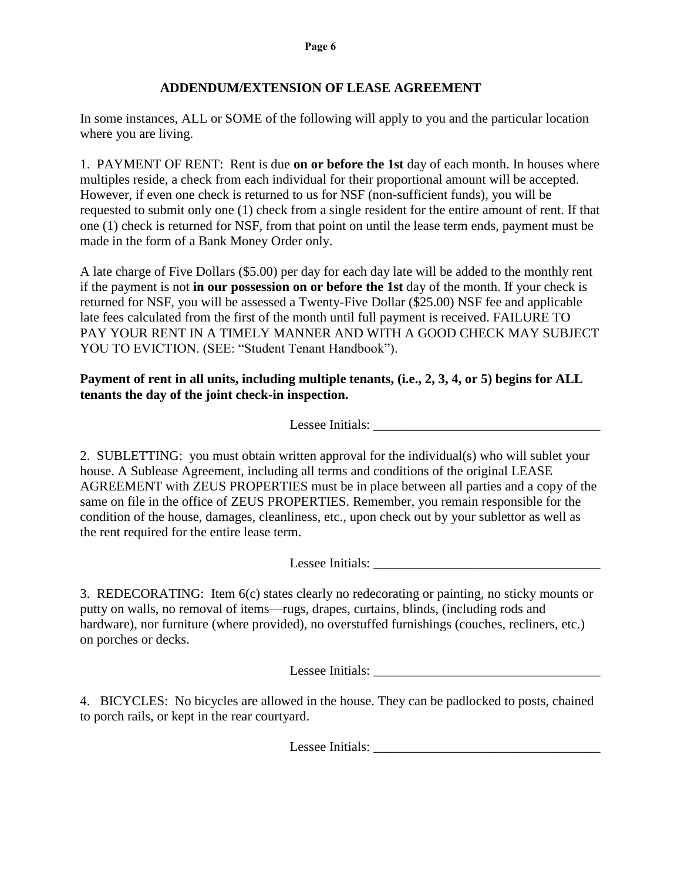## ADDENDUM/EXTENSION OF LEASE AGREEMENT

In some instances, ALL or SOME of the following will apply to you and the particular location where you are living.

1. PAYMENT OF RENT: Rent is due **on or before the 1st** day of each month. In houses where multiples reside, a check from each individual for their proportional amount will be accepted. However, if even one check is returned to us for NSF (non-sufficient funds), you will be requested to submit only one (1) check from a single resident for the entire amount of rent. If that one (1) check is returned for NSF, from that point on until the lease term ends, payment must be made in the form of a Bank Money Order only.

A late charge of Five Dollars ($5.00) per day for each day late will be added to the monthly rent if the payment is not **in our possession on or before the 1st** day of the month. If your check is returned for NSF, you will be assessed a Twenty-Five Dollar ($25.00) NSF fee and applicable late fees calculated from the first of the month until full payment is received. FAILURE TO PAY YOUR RENT IN A TIMELY MANNER AND WITH A GOOD CHECK MAY SUBJECT YOU TO EVICTION. (SEE: "Student Tenant Handbook").

**Payment of rent in all units, including multiple tenants, (i.e., 2, 3, 4, or 5) begins for ALL tenants the day of the joint check-in inspection.**

Lessee Initials: ___________________________________

2. SUBLETTING: you must obtain written approval for the individual(s) who will sublet your house. A Sublease Agreement, including all terms and conditions of the original LEASE AGREEMENT with ZEUS PROPERTIES must be in place between all parties and a copy of the same on file in the office of ZEUS PROPERTIES. Remember, you remain responsible for the condition of the house, damages, cleanliness, etc., upon check out by your sublettor as well as the rent required for the entire lease term.

Lessee Initials: ___________________________________

3. REDECORATING: Item 6(c) states clearly no redecorating or painting, no sticky mounts or putty on walls, no removal of items—rugs, drapes, curtains, blinds, (including rods and hardware), nor furniture (where provided), no overstuffed furnishings (couches, recliners, etc.) on porches or decks.

Lessee Initials: ___________________________________

4. BICYCLES: No bicycles are allowed in the house. They can be padlocked to posts, chained to porch rails, or kept in the rear courtyard.

Lessee Initials: ___________________________________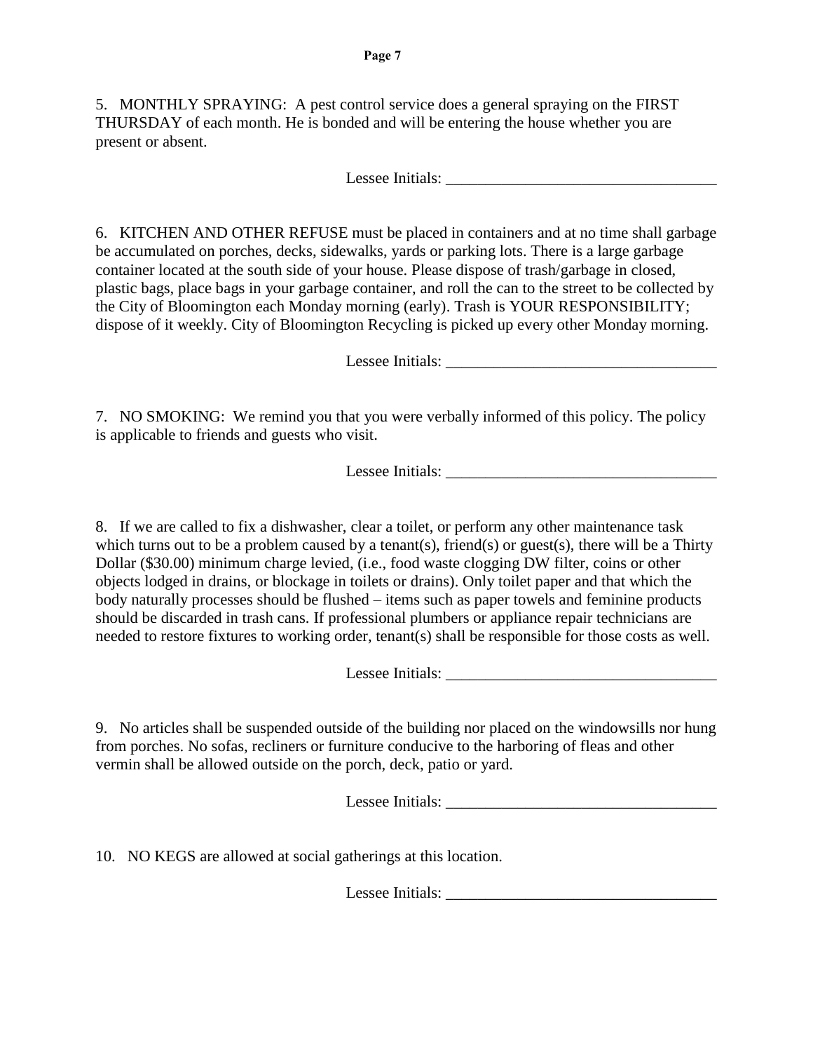5. MONTHLY SPRAYING: A pest control service does a general spraying on the FIRST THURSDAY of each month. He is bonded and will be entering the house whether you are present or absent.

Lessee Initials: ___________________________________

6. KITCHEN AND OTHER REFUSE must be placed in containers and at no time shall garbage be accumulated on porches, decks, sidewalks, yards or parking lots. There is a large garbage container located at the south side of your house. Please dispose of trash/garbage in closed, plastic bags, place bags in your garbage container, and roll the can to the street to be collected by the City of Bloomington each Monday morning (early). Trash is YOUR RESPONSIBILITY; dispose of it weekly. City of Bloomington Recycling is picked up every other Monday morning.

Lessee Initials: ___________________________________

7. NO SMOKING: We remind you that you were verbally informed of this policy. The policy is applicable to friends and guests who visit.

Lessee Initials: ___________________________________

8. If we are called to fix a dishwasher, clear a toilet, or perform any other maintenance task which turns out to be a problem caused by a tenant(s), friend(s) or guest(s), there will be a Thirty Dollar ($30.00) minimum charge levied, (i.e., food waste clogging DW filter, coins or other objects lodged in drains, or blockage in toilets or drains). Only toilet paper and that which the body naturally processes should be flushed – items such as paper towels and feminine products should be discarded in trash cans. If professional plumbers or appliance repair technicians are needed to restore fixtures to working order, tenant(s) shall be responsible for those costs as well.

Lessee Initials: ___________________________________

9. No articles shall be suspended outside of the building nor placed on the windowsills nor hung from porches. No sofas, recliners or furniture conducive to the harboring of fleas and other vermin shall be allowed outside on the porch, deck, patio or yard.

Lessee Initials: ___________________________________

10. NO KEGS are allowed at social gatherings at this location.

Lessee Initials: ___________________________________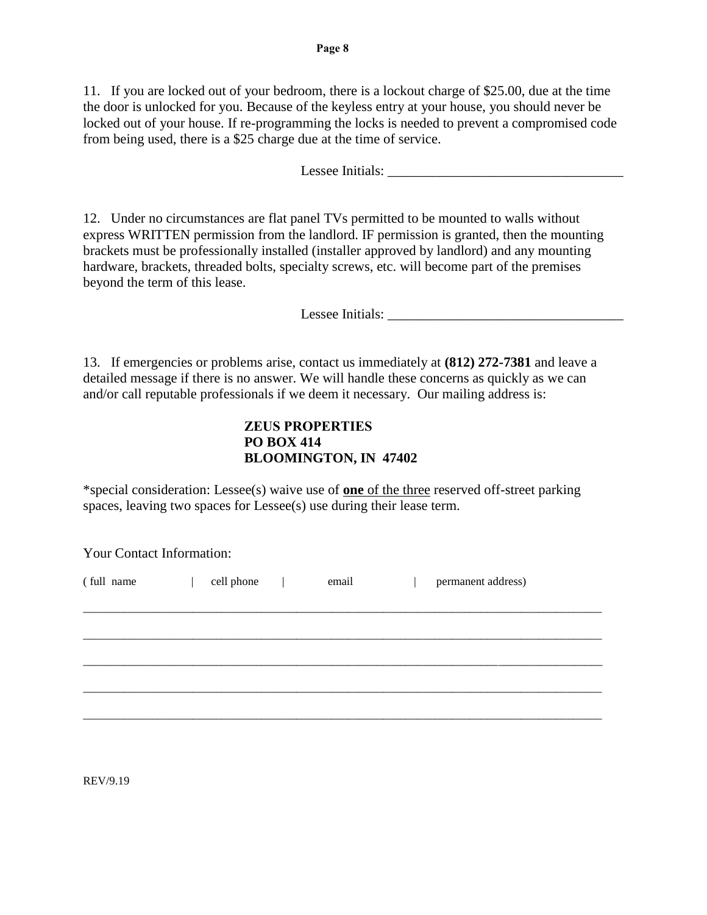11. If you are locked out of your bedroom, there is a lockout charge of $25.00, due at the time the door is unlocked for you. Because of the keyless entry at your house, you should never be locked out of your house. If re-programming the locks is needed to prevent a compromised code from being used, there is a $25 charge due at the time of service.

Lessee Initials: ___________________________________

12. Under no circumstances are flat panel TVs permitted to be mounted to walls without express WRITTEN permission from the landlord. IF permission is granted, then the mounting brackets must be professionally installed (installer approved by landlord) and any mounting hardware, brackets, threaded bolts, specialty screws, etc. will become part of the premises beyond the term of this lease.

Lessee Initials: ___________________________________

13. If emergencies or problems arise, contact us immediately at **(812) 272-7381** and leave a detailed message if there is no answer. We will handle these concerns as quickly as we can and/or call reputable professionals if we deem it necessary. Our mailing address is:

**ZEUS PROPERTIES**
**PO BOX 414**
**BLOOMINGTON, IN 47402**

*special consideration: Lessee(s) waive use of **one** of the three reserved off-street parking spaces, leaving two spaces for Lessee(s) use during their lease term.

Your Contact Information:

( full name | cell phone | email | permanent address)

_____________________________________________________________________________________

_____________________________________________________________________________________

_____________________________________________________________________________________

_____________________________________________________________________________________

_____________________________________________________________________________________

REV/9.19